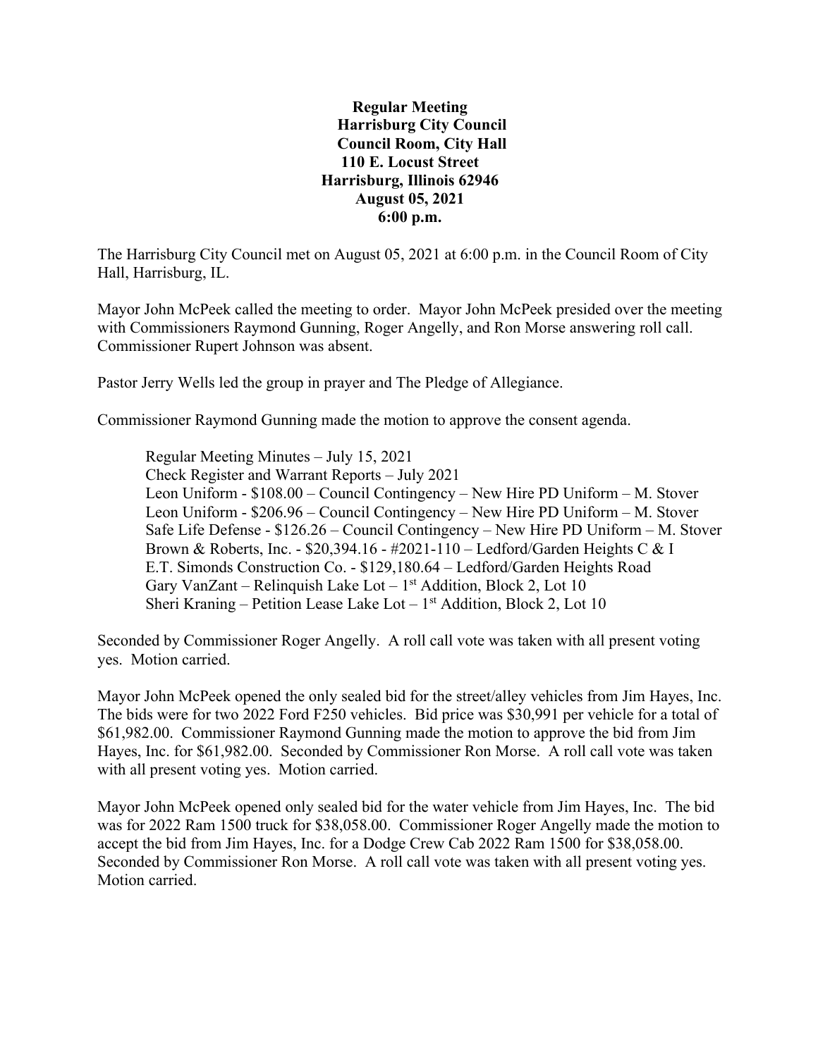**Regular Meeting**
**Harrisburg City Council**
**Council Room, City Hall**
**110 E. Locust Street**
**Harrisburg, Illinois 62946**
**August 05, 2021**
**6:00 p.m.**

The Harrisburg City Council met on August 05, 2021 at 6:00 p.m. in the Council Room of City Hall, Harrisburg, IL.

Mayor John McPeek called the meeting to order. Mayor John McPeek presided over the meeting with Commissioners Raymond Gunning, Roger Angelly, and Ron Morse answering roll call. Commissioner Rupert Johnson was absent.

Pastor Jerry Wells led the group in prayer and The Pledge of Allegiance.

Commissioner Raymond Gunning made the motion to approve the consent agenda.

> Regular Meeting Minutes – July 15, 2021
> Check Register and Warrant Reports – July 2021
> Leon Uniform - $108.00 – Council Contingency – New Hire PD Uniform – M. Stover
> Leon Uniform - $206.96 – Council Contingency – New Hire PD Uniform – M. Stover
> Safe Life Defense - $126.26 – Council Contingency – New Hire PD Uniform – M. Stover
> Brown & Roberts, Inc. - $20,394.16 - #2021-110 – Ledford/Garden Heights C & I
> E.T. Simonds Construction Co. - $129,180.64 – Ledford/Garden Heights Road
> Gary VanZant – Relinquish Lake Lot – 1st Addition, Block 2, Lot 10
> Sheri Kraning – Petition Lease Lake Lot – 1st Addition, Block 2, Lot 10

Seconded by Commissioner Roger Angelly. A roll call vote was taken with all present voting yes. Motion carried.

Mayor John McPeek opened the only sealed bid for the street/alley vehicles from Jim Hayes, Inc. The bids were for two 2022 Ford F250 vehicles. Bid price was $30,991 per vehicle for a total of $61,982.00. Commissioner Raymond Gunning made the motion to approve the bid from Jim Hayes, Inc. for $61,982.00. Seconded by Commissioner Ron Morse. A roll call vote was taken with all present voting yes. Motion carried.

Mayor John McPeek opened only sealed bid for the water vehicle from Jim Hayes, Inc. The bid was for 2022 Ram 1500 truck for $38,058.00. Commissioner Roger Angelly made the motion to accept the bid from Jim Hayes, Inc. for a Dodge Crew Cab 2022 Ram 1500 for $38,058.00. Seconded by Commissioner Ron Morse. A roll call vote was taken with all present voting yes. Motion carried.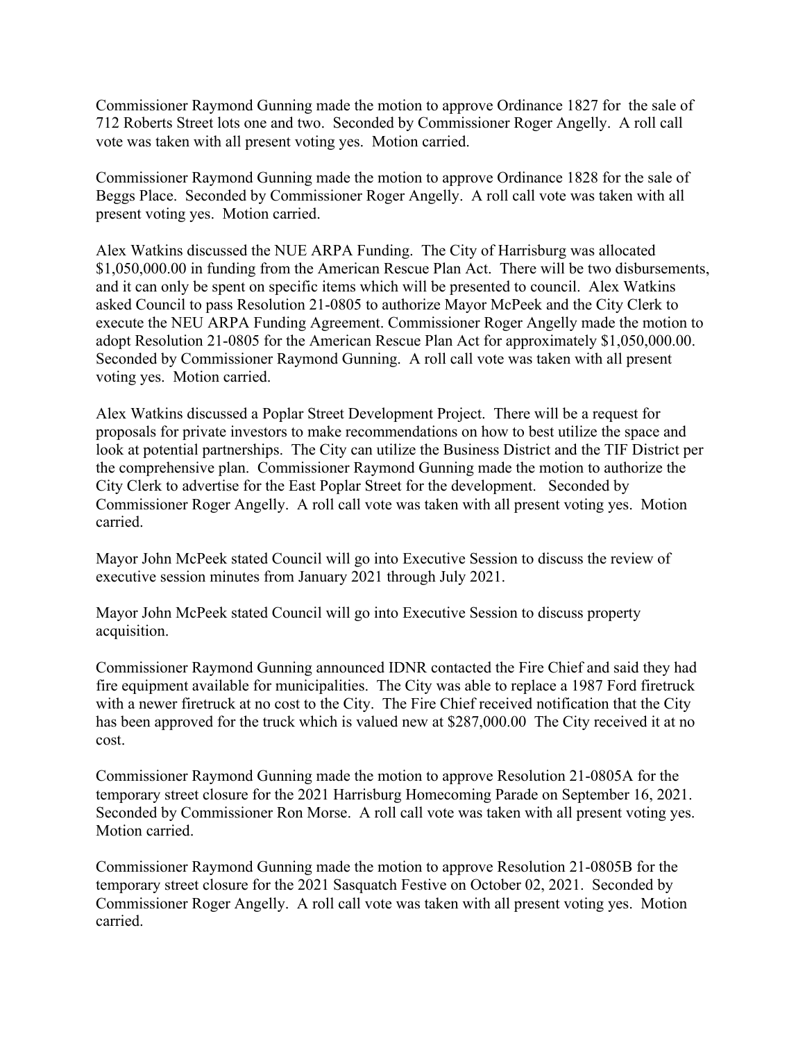Commissioner Raymond Gunning made the motion to approve Ordinance 1827 for the sale of 712 Roberts Street lots one and two. Seconded by Commissioner Roger Angelly. A roll call vote was taken with all present voting yes. Motion carried.

Commissioner Raymond Gunning made the motion to approve Ordinance 1828 for the sale of Beggs Place. Seconded by Commissioner Roger Angelly. A roll call vote was taken with all present voting yes. Motion carried.

Alex Watkins discussed the NUE ARPA Funding. The City of Harrisburg was allocated $1,050,000.00 in funding from the American Rescue Plan Act. There will be two disbursements, and it can only be spent on specific items which will be presented to council. Alex Watkins asked Council to pass Resolution 21-0805 to authorize Mayor McPeek and the City Clerk to execute the NEU ARPA Funding Agreement. Commissioner Roger Angelly made the motion to adopt Resolution 21-0805 for the American Rescue Plan Act for approximately $1,050,000.00. Seconded by Commissioner Raymond Gunning. A roll call vote was taken with all present voting yes. Motion carried.

Alex Watkins discussed a Poplar Street Development Project. There will be a request for proposals for private investors to make recommendations on how to best utilize the space and look at potential partnerships. The City can utilize the Business District and the TIF District per the comprehensive plan. Commissioner Raymond Gunning made the motion to authorize the City Clerk to advertise for the East Poplar Street for the development. Seconded by Commissioner Roger Angelly. A roll call vote was taken with all present voting yes. Motion carried.

Mayor John McPeek stated Council will go into Executive Session to discuss the review of executive session minutes from January 2021 through July 2021.

Mayor John McPeek stated Council will go into Executive Session to discuss property acquisition.

Commissioner Raymond Gunning announced IDNR contacted the Fire Chief and said they had fire equipment available for municipalities. The City was able to replace a 1987 Ford firetruck with a newer firetruck at no cost to the City. The Fire Chief received notification that the City has been approved for the truck which is valued new at $287,000.00 The City received it at no cost.

Commissioner Raymond Gunning made the motion to approve Resolution 21-0805A for the temporary street closure for the 2021 Harrisburg Homecoming Parade on September 16, 2021. Seconded by Commissioner Ron Morse. A roll call vote was taken with all present voting yes. Motion carried.

Commissioner Raymond Gunning made the motion to approve Resolution 21-0805B for the temporary street closure for the 2021 Sasquatch Festive on October 02, 2021. Seconded by Commissioner Roger Angelly. A roll call vote was taken with all present voting yes. Motion carried.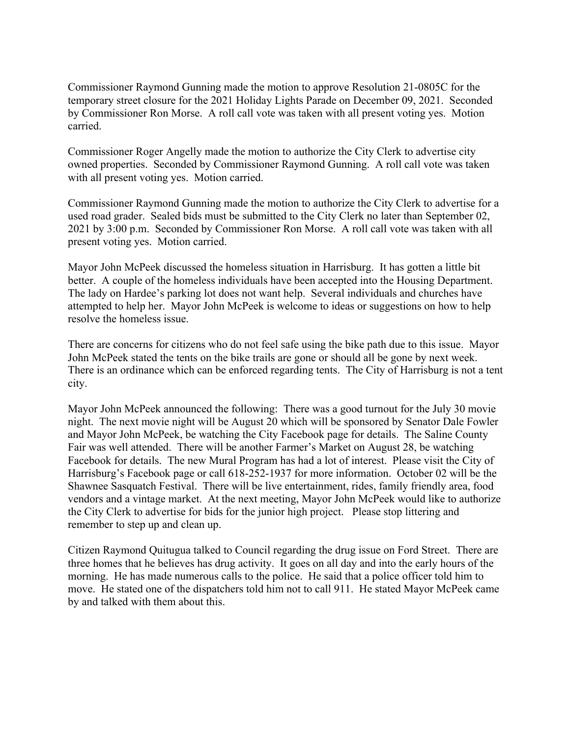Commissioner Raymond Gunning made the motion to approve Resolution 21-0805C for the temporary street closure for the 2021 Holiday Lights Parade on December 09, 2021. Seconded by Commissioner Ron Morse. A roll call vote was taken with all present voting yes. Motion carried.

Commissioner Roger Angelly made the motion to authorize the City Clerk to advertise city owned properties. Seconded by Commissioner Raymond Gunning. A roll call vote was taken with all present voting yes. Motion carried.

Commissioner Raymond Gunning made the motion to authorize the City Clerk to advertise for a used road grader. Sealed bids must be submitted to the City Clerk no later than September 02, 2021 by 3:00 p.m. Seconded by Commissioner Ron Morse. A roll call vote was taken with all present voting yes. Motion carried.

Mayor John McPeek discussed the homeless situation in Harrisburg. It has gotten a little bit better. A couple of the homeless individuals have been accepted into the Housing Department. The lady on Hardee's parking lot does not want help. Several individuals and churches have attempted to help her. Mayor John McPeek is welcome to ideas or suggestions on how to help resolve the homeless issue.

There are concerns for citizens who do not feel safe using the bike path due to this issue. Mayor John McPeek stated the tents on the bike trails are gone or should all be gone by next week. There is an ordinance which can be enforced regarding tents. The City of Harrisburg is not a tent city.

Mayor John McPeek announced the following: There was a good turnout for the July 30 movie night. The next movie night will be August 20 which will be sponsored by Senator Dale Fowler and Mayor John McPeek, be watching the City Facebook page for details. The Saline County Fair was well attended. There will be another Farmer's Market on August 28, be watching Facebook for details. The new Mural Program has had a lot of interest. Please visit the City of Harrisburg's Facebook page or call 618-252-1937 for more information. October 02 will be the Shawnee Sasquatch Festival. There will be live entertainment, rides, family friendly area, food vendors and a vintage market. At the next meeting, Mayor John McPeek would like to authorize the City Clerk to advertise for bids for the junior high project. Please stop littering and remember to step up and clean up.

Citizen Raymond Quitugua talked to Council regarding the drug issue on Ford Street. There are three homes that he believes has drug activity. It goes on all day and into the early hours of the morning. He has made numerous calls to the police. He said that a police officer told him to move. He stated one of the dispatchers told him not to call 911. He stated Mayor McPeek came by and talked with them about this.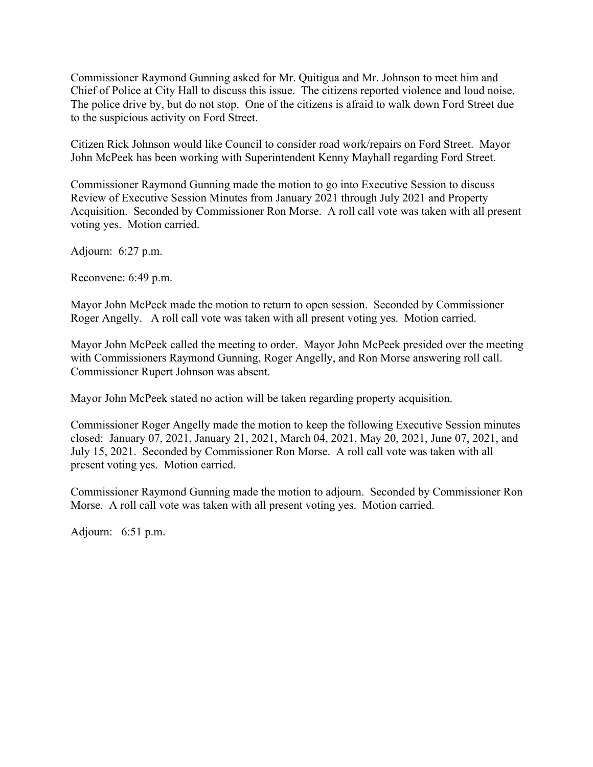Commissioner Raymond Gunning asked for Mr. Quitigua and Mr. Johnson to meet him and Chief of Police at City Hall to discuss this issue. The citizens reported violence and loud noise. The police drive by, but do not stop. One of the citizens is afraid to walk down Ford Street due to the suspicious activity on Ford Street.

Citizen Rick Johnson would like Council to consider road work/repairs on Ford Street. Mayor John McPeek has been working with Superintendent Kenny Mayhall regarding Ford Street.

Commissioner Raymond Gunning made the motion to go into Executive Session to discuss Review of Executive Session Minutes from January 2021 through July 2021 and Property Acquisition. Seconded by Commissioner Ron Morse. A roll call vote was taken with all present voting yes. Motion carried.

Adjourn: 6:27 p.m.

Reconvene: 6:49 p.m.

Mayor John McPeek made the motion to return to open session. Seconded by Commissioner Roger Angelly. A roll call vote was taken with all present voting yes. Motion carried.

Mayor John McPeek called the meeting to order. Mayor John McPeek presided over the meeting with Commissioners Raymond Gunning, Roger Angelly, and Ron Morse answering roll call. Commissioner Rupert Johnson was absent.

Mayor John McPeek stated no action will be taken regarding property acquisition.

Commissioner Roger Angelly made the motion to keep the following Executive Session minutes closed: January 07, 2021, January 21, 2021, March 04, 2021, May 20, 2021, June 07, 2021, and July 15, 2021. Seconded by Commissioner Ron Morse. A roll call vote was taken with all present voting yes. Motion carried.

Commissioner Raymond Gunning made the motion to adjourn. Seconded by Commissioner Ron Morse. A roll call vote was taken with all present voting yes. Motion carried.

Adjourn: 6:51 p.m.